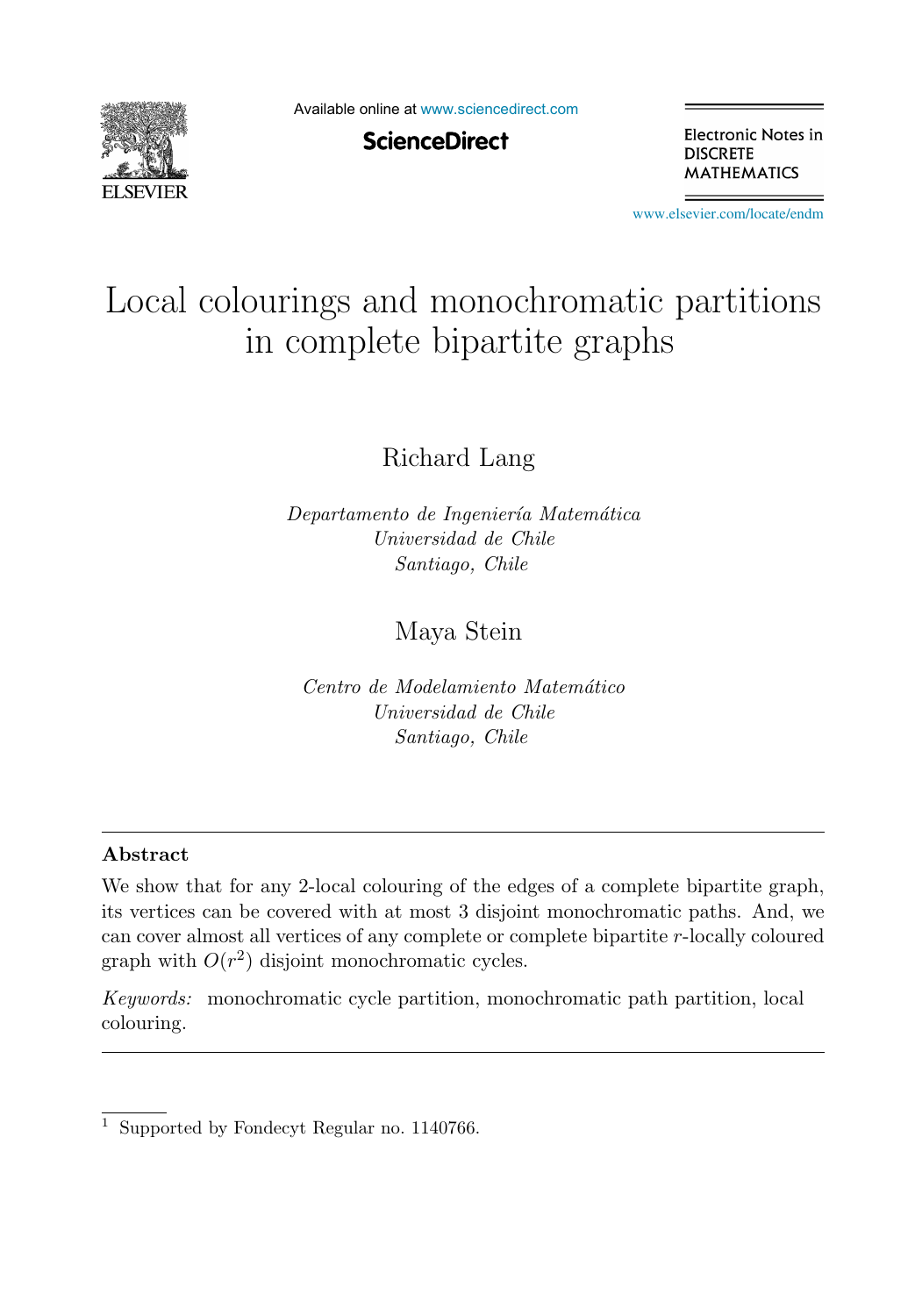# Local colourings and monochromatic partitions in complete bipartite graphs

Richard Lang

*Departamento de Ingeniería Matemática*
*Universidad de Chile*
*Santiago, Chile*

Maya Stein

*Centro de Modelamiento Matemático*
*Universidad de Chile*
*Santiago, Chile*

---

**Abstract**

We show that for any 2-local colouring of the edges of a complete bipartite graph, its vertices can be covered with at most 3 disjoint monochromatic paths. And, we can cover almost all vertices of any complete or complete bipartite $r$-locally coloured graph with $O(r^2)$ disjoint monochromatic cycles.

*Keywords:* monochromatic cycle partition, monochromatic path partition, local colouring.

---

[1] Supported by Fondecyt Regular no. 1140766.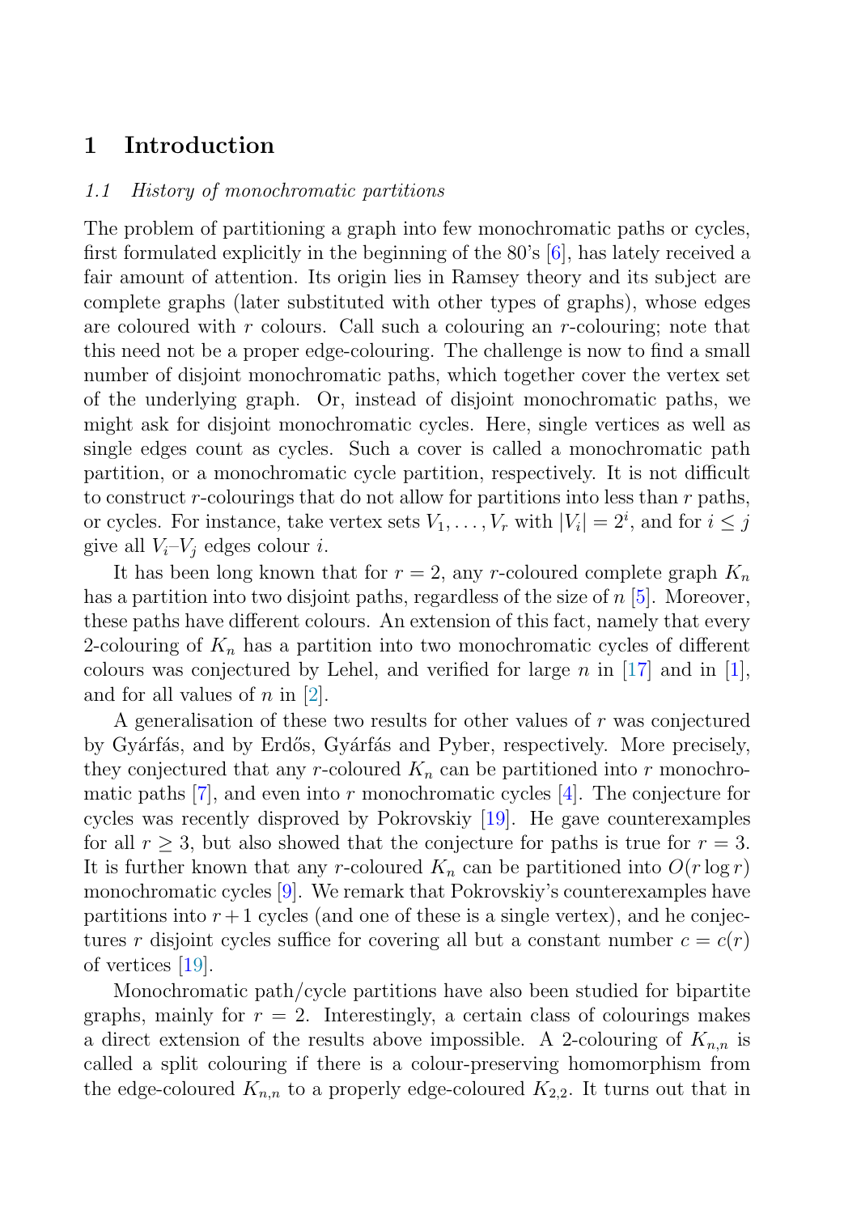# 1 Introduction

### *1.1 History of monochromatic partitions*

The problem of partitioning a graph into few monochromatic paths or cycles, first formulated explicitly in the beginning of the 80's [6], has lately received a fair amount of attention. Its origin lies in Ramsey theory and its subject are complete graphs (later substituted with other types of graphs), whose edges are coloured with $r$ colours. Call such a colouring an $r$-colouring; note that this need not be a proper edge-colouring. The challenge is now to find a small number of disjoint monochromatic paths, which together cover the vertex set of the underlying graph. Or, instead of disjoint monochromatic paths, we might ask for disjoint monochromatic cycles. Here, single vertices as well as single edges count as cycles. Such a cover is called a monochromatic path partition, or a monochromatic cycle partition, respectively. It is not difficult to construct $r$-colourings that do not allow for partitions into less than $r$ paths, or cycles. For instance, take vertex sets $V_1, \dots, V_r$ with $|V_i| = 2^i$, and for $i \leq j$ give all $V_i$–$V_j$ edges colour $i$.

It has been long known that for $r = 2$, any $r$-coloured complete graph $K_n$ has a partition into two disjoint paths, regardless of the size of $n$ [5]. Moreover, these paths have different colours. An extension of this fact, namely that every 2-colouring of $K_n$ has a partition into two monochromatic cycles of different colours was conjectured by Lehel, and verified for large $n$ in [17] and in [1], and for all values of $n$ in [2].

A generalisation of these two results for other values of $r$ was conjectured by Gyárfás, and by Erdős, Gyárfás and Pyber, respectively. More precisely, they conjectured that any $r$-coloured $K_n$ can be partitioned into $r$ monochromatic paths [7], and even into $r$ monochromatic cycles [4]. The conjecture for cycles was recently disproved by Pokrovskiy [19]. He gave counterexamples for all $r \geq 3$, but also showed that the conjecture for paths is true for $r = 3$. It is further known that any $r$-coloured $K_n$ can be partitioned into $O(r \log r)$ monochromatic cycles [9]. We remark that Pokrovskiy's counterexamples have partitions into $r+1$ cycles (and one of these is a single vertex), and he conjectures $r$ disjoint cycles suffice for covering all but a constant number $c = c(r)$ of vertices [19].

Monochromatic path/cycle partitions have also been studied for bipartite graphs, mainly for $r = 2$. Interestingly, a certain class of colourings makes a direct extension of the results above impossible. A 2-colouring of $K_{n,n}$ is called a split colouring if there is a colour-preserving homomorphism from the edge-coloured $K_{n,n}$ to a properly edge-coloured $K_{2,2}$. It turns out that in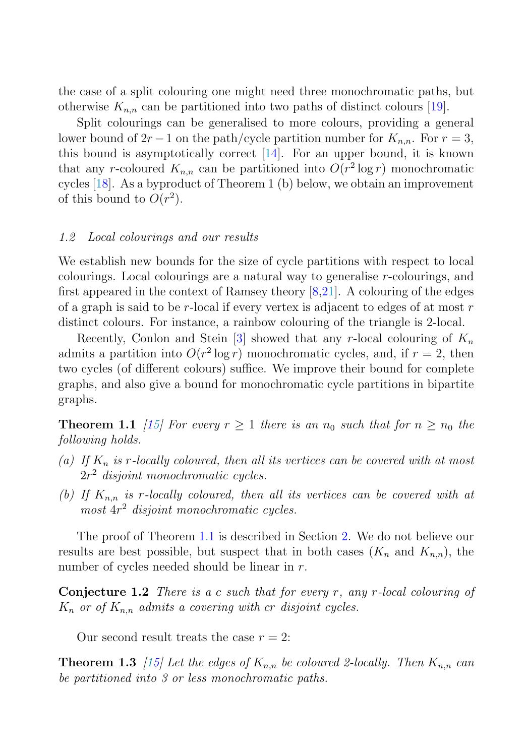the case of a split colouring one might need three monochromatic paths, but otherwise $K_{n,n}$ can be partitioned into two paths of distinct colours [19].

Split colourings can be generalised to more colours, providing a general lower bound of $2r-1$ on the path/cycle partition number for $K_{n,n}$. For $r=3$, this bound is asymptotically correct [14]. For an upper bound, it is known that any $r$-coloured $K_{n,n}$ can be partitioned into $O(r^2 \log r)$ monochromatic cycles [18]. As a byproduct of Theorem 1 (b) below, we obtain an improvement of this bound to $O(r^2)$.

### 1.2 Local colourings and our results

We establish new bounds for the size of cycle partitions with respect to local colourings. Local colourings are a natural way to generalise $r$-colourings, and first appeared in the context of Ramsey theory [8,21]. A colouring of the edges of a graph is said to be $r$-local if every vertex is adjacent to edges of at most $r$ distinct colours. For instance, a rainbow colouring of the triangle is 2-local.

Recently, Conlon and Stein [3] showed that any $r$-local colouring of $K_n$ admits a partition into $O(r^2 \log r)$ monochromatic cycles, and, if $r=2$, then two cycles (of different colours) suffice. We improve their bound for complete graphs, and also give a bound for monochromatic cycle partitions in bipartite graphs.

**Theorem 1.1** *[15] For every $r \geq 1$ there is an $n_0$ such that for $n \geq n_0$ the following holds.*

*(a) If $K_n$ is $r$-locally coloured, then all its vertices can be covered with at most $2r^2$ disjoint monochromatic cycles.*

*(b) If $K_{n,n}$ is $r$-locally coloured, then all its vertices can be covered with at most $4r^2$ disjoint monochromatic cycles.*

The proof of Theorem 1.1 is described in Section 2. We do not believe our results are best possible, but suspect that in both cases ($K_n$ and $K_{n,n}$), the number of cycles needed should be linear in $r$.

**Conjecture 1.2** *There is a $c$ such that for every $r$, any $r$-local colouring of $K_n$ or of $K_{n,n}$ admits a covering with $cr$ disjoint cycles.*

Our second result treats the case $r=2$:

**Theorem 1.3** *[15] Let the edges of $K_{n,n}$ be coloured 2-locally. Then $K_{n,n}$ can be partitioned into 3 or less monochromatic paths.*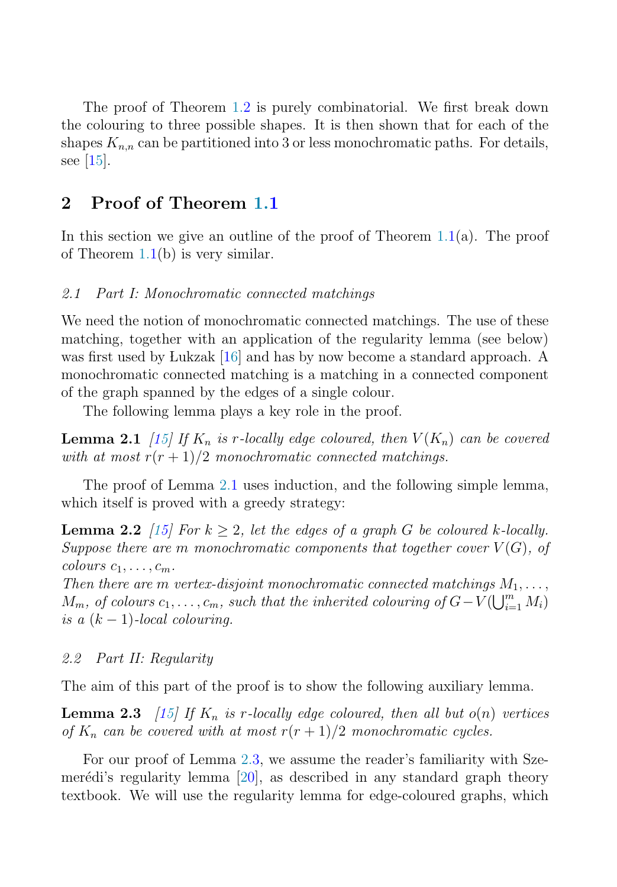The proof of Theorem 1.2 is purely combinatorial. We first break down the colouring to three possible shapes. It is then shown that for each of the shapes $K_{n,n}$ can be partitioned into 3 or less monochromatic paths. For details, see [15].

## 2 Proof of Theorem 1.1

In this section we give an outline of the proof of Theorem 1.1(a). The proof of Theorem 1.1(b) is very similar.

### *2.1 Part I: Monochromatic connected matchings*

We need the notion of monochromatic connected matchings. The use of these matching, together with an application of the regularity lemma (see below) was first used by Łukzak [16] and has by now become a standard approach. A monochromatic connected matching is a matching in a connected component of the graph spanned by the edges of a single colour.

The following lemma plays a key role in the proof.

**Lemma 2.1** *[15] If $K_n$ is $r$-locally edge coloured, then $V(K_n)$ can be covered with at most $r(r+1)/2$ monochromatic connected matchings.*

The proof of Lemma 2.1 uses induction, and the following simple lemma, which itself is proved with a greedy strategy:

**Lemma 2.2** *[15] For $k \geq 2$, let the edges of a graph $G$ be coloured $k$-locally. Suppose there are $m$ monochromatic components that together cover $V(G)$, of colours $c_1, \ldots, c_m$.*
*Then there are $m$ vertex-disjoint monochromatic connected matchings $M_1, \ldots, M_m$, of colours $c_1, \ldots, c_m$, such that the inherited colouring of $G - V(\bigcup_{i=1}^{m} M_i)$ is a $(k-1)$-local colouring.*

### *2.2 Part II: Regularity*

The aim of this part of the proof is to show the following auxiliary lemma.

**Lemma 2.3** *[15] If $K_n$ is $r$-locally edge coloured, then all but $o(n)$ vertices of $K_n$ can be covered with at most $r(r+1)/2$ monochromatic cycles.*

For our proof of Lemma 2.3, we assume the reader's familiarity with Szemerédi's regularity lemma [20], as described in any standard graph theory textbook. We will use the regularity lemma for edge-coloured graphs, which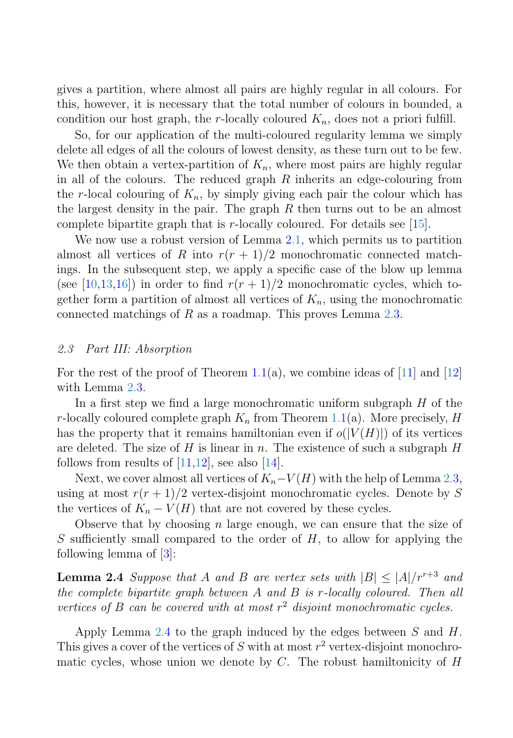gives a partition, where almost all pairs are highly regular in all colours. For this, however, it is necessary that the total number of colours in bounded, a condition our host graph, the $r$-locally coloured $K_n$, does not a priori fulfill.

So, for our application of the multi-coloured regularity lemma we simply delete all edges of all the colours of lowest density, as these turn out to be few. We then obtain a vertex-partition of $K_n$, where most pairs are highly regular in all of the colours. The reduced graph $R$ inherits an edge-colouring from the $r$-local colouring of $K_n$, by simply giving each pair the colour which has the largest density in the pair. The graph $R$ then turns out to be an almost complete bipartite graph that is $r$-locally coloured. For details see [15].

We now use a robust version of Lemma 2.1, which permits us to partition almost all vertices of $R$ into $r(r+1)/2$ monochromatic connected matchings. In the subsequent step, we apply a specific case of the blow up lemma (see [10,13,16]) in order to find $r(r+1)/2$ monochromatic cycles, which together form a partition of almost all vertices of $K_n$, using the monochromatic connected matchings of $R$ as a roadmap. This proves Lemma 2.3.

### *2.3 Part III: Absorption*

For the rest of the proof of Theorem 1.1(a), we combine ideas of [11] and [12] with Lemma 2.3.

In a first step we find a large monochromatic uniform subgraph $H$ of the $r$-locally coloured complete graph $K_n$ from Theorem 1.1(a). More precisely, $H$ has the property that it remains hamiltonian even if $o(|V(H)|)$ of its vertices are deleted. The size of $H$ is linear in $n$. The existence of such a subgraph $H$ follows from results of [11,12], see also [14].

Next, we cover almost all vertices of $K_n - V(H)$ with the help of Lemma 2.3, using at most $r(r+1)/2$ vertex-disjoint monochromatic cycles. Denote by $S$ the vertices of $K_n - V(H)$ that are not covered by these cycles.

Observe that by choosing $n$ large enough, we can ensure that the size of $S$ sufficiently small compared to the order of $H$, to allow for applying the following lemma of [3]:

**Lemma 2.4** *Suppose that $A$ and $B$ are vertex sets with $|B| \leq |A|/r^{r+3}$ and the complete bipartite graph between $A$ and $B$ is $r$-locally coloured. Then all vertices of $B$ can be covered with at most $r^2$ disjoint monochromatic cycles.*

Apply Lemma 2.4 to the graph induced by the edges between $S$ and $H$. This gives a cover of the vertices of $S$ with at most $r^2$ vertex-disjoint monochromatic cycles, whose union we denote by $C$. The robust hamiltonicity of $H$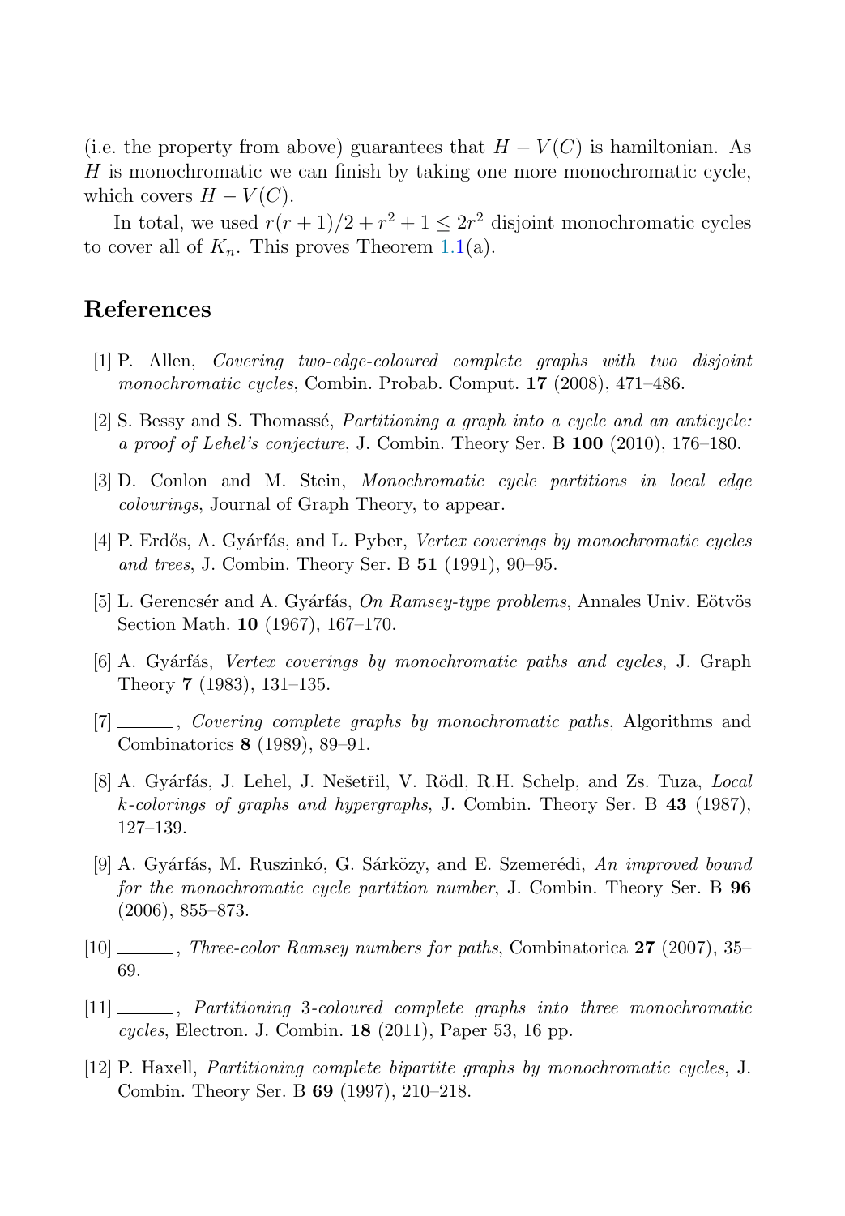(i.e. the property from above) guarantees that $H - V(C)$ is hamiltonian. As $H$ is monochromatic we can finish by taking one more monochromatic cycle, which covers $H - V(C)$.

In total, we used $r(r+1)/2 + r^2 + 1 \leq 2r^2$ disjoint monochromatic cycles to cover all of $K_n$. This proves Theorem 1.1(a).

## References

[1] P. Allen, *Covering two-edge-coloured complete graphs with two disjoint monochromatic cycles*, Combin. Probab. Comput. **17** (2008), 471–486.

[2] S. Bessy and S. Thomassé, *Partitioning a graph into a cycle and an anticycle: a proof of Lehel's conjecture*, J. Combin. Theory Ser. B **100** (2010), 176–180.

[3] D. Conlon and M. Stein, *Monochromatic cycle partitions in local edge colourings*, Journal of Graph Theory, to appear.

[4] P. Erdős, A. Gyárfás, and L. Pyber, *Vertex coverings by monochromatic cycles and trees*, J. Combin. Theory Ser. B **51** (1991), 90–95.

[5] L. Gerencsér and A. Gyárfás, *On Ramsey-type problems*, Annales Univ. Eötvös Section Math. **10** (1967), 167–170.

[6] A. Gyárfás, *Vertex coverings by monochromatic paths and cycles*, J. Graph Theory **7** (1983), 131–135.

[7] ______, *Covering complete graphs by monochromatic paths*, Algorithms and Combinatorics **8** (1989), 89–91.

[8] A. Gyárfás, J. Lehel, J. Nešetřil, V. Rödl, R.H. Schelp, and Zs. Tuza, *Local k-colorings of graphs and hypergraphs*, J. Combin. Theory Ser. B **43** (1987), 127–139.

[9] A. Gyárfás, M. Ruszinkó, G. Sárközy, and E. Szemerédi, *An improved bound for the monochromatic cycle partition number*, J. Combin. Theory Ser. B **96** (2006), 855–873.

[10] ______, *Three-color Ramsey numbers for paths*, Combinatorica **27** (2007), 35–69.

[11] ______, *Partitioning 3-coloured complete graphs into three monochromatic cycles*, Electron. J. Combin. **18** (2011), Paper 53, 16 pp.

[12] P. Haxell, *Partitioning complete bipartite graphs by monochromatic cycles*, J. Combin. Theory Ser. B **69** (1997), 210–218.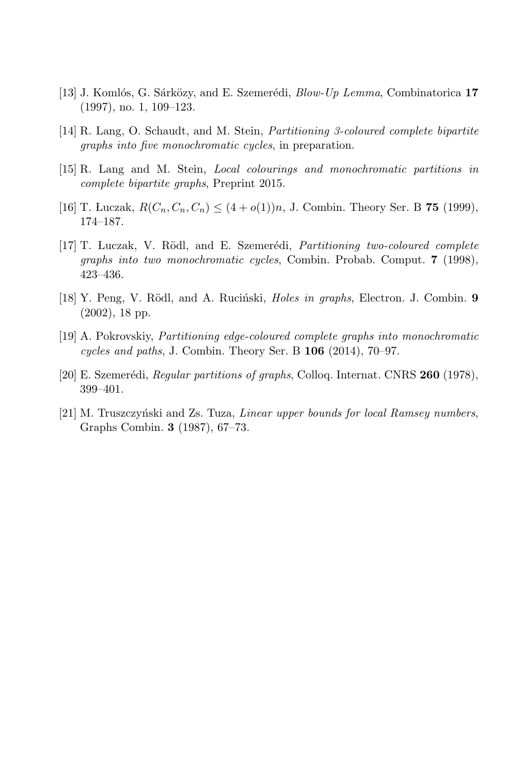[13] J. Komlós, G. Sárközy, and E. Szemerédi, *Blow-Up Lemma*, Combinatorica **17** (1997), no. 1, 109–123.

[14] R. Lang, O. Schaudt, and M. Stein, *Partitioning 3-coloured complete bipartite graphs into five monochromatic cycles*, in preparation.

[15] R. Lang and M. Stein, *Local colourings and monochromatic partitions in complete bipartite graphs*, Preprint 2015.

[16] T. Łuczak, $R(C_n, C_n, C_n) \leq (4 + o(1))n$, J. Combin. Theory Ser. B **75** (1999), 174–187.

[17] T. Łuczak, V. Rödl, and E. Szemerédi, *Partitioning two-coloured complete graphs into two monochromatic cycles*, Combin. Probab. Comput. **7** (1998), 423–436.

[18] Y. Peng, V. Rödl, and A. Ruciński, *Holes in graphs*, Electron. J. Combin. **9** (2002), 18 pp.

[19] A. Pokrovskiy, *Partitioning edge-coloured complete graphs into monochromatic cycles and paths*, J. Combin. Theory Ser. B **106** (2014), 70–97.

[20] E. Szemerédi, *Regular partitions of graphs*, Colloq. Internat. CNRS **260** (1978), 399–401.

[21] M. Truszczyński and Zs. Tuza, *Linear upper bounds for local Ramsey numbers*, Graphs Combin. **3** (1987), 67–73.